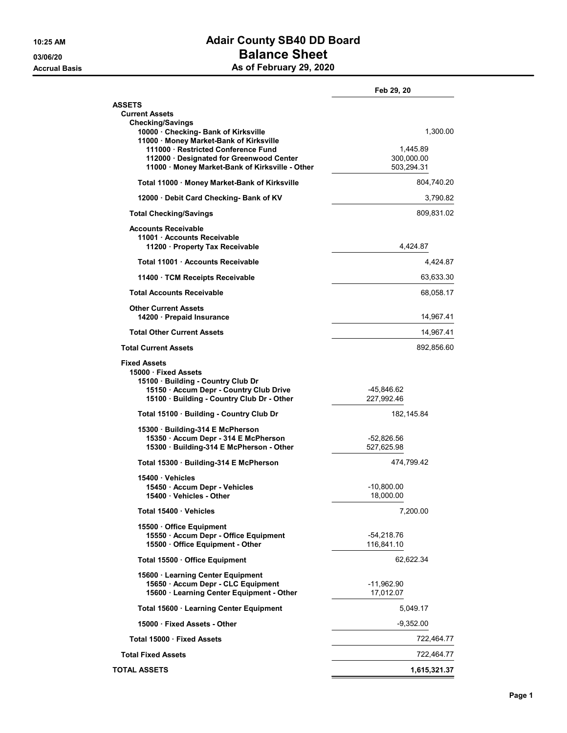# Adair County SB40 DD Board
## Balance Sheet
### As of February 29, 2020

10:25 AM
03/06/20
Accrual Basis

| | | Feb 29, 20 |
|---|---|---|
| **ASSETS** | | |
| **Current Assets** | | |
| **Checking/Savings** | | |
| 10000 · Checking- Bank of Kirksville | | 1,300.00 |
| 11000 · Money Market-Bank of Kirksville | | |
| 111000 · Restricted Conference Fund | 1,445.89 | |
| 112000 · Designated for Greenwood Center | 300,000.00 | |
| 11000 · Money Market-Bank of Kirksville - Other | 503,294.31 | |
| **Total 11000 · Money Market-Bank of Kirksville** | | 804,740.20 |
| 12000 · Debit Card Checking- Bank of KV | | 3,790.82 |
| **Total Checking/Savings** | | 809,831.02 |
| **Accounts Receivable** | | |
| 11001 · Accounts Receivable | | |
| 11200 · Property Tax Receivable | 4,424.87 | |
| **Total 11001 · Accounts Receivable** | | 4,424.87 |
| 11400 · TCM Receipts Receivable | | 63,633.30 |
| **Total Accounts Receivable** | | 68,058.17 |
| **Other Current Assets** | | |
| 14200 · Prepaid Insurance | | 14,967.41 |
| **Total Other Current Assets** | | 14,967.41 |
| **Total Current Assets** | | 892,856.60 |
| **Fixed Assets** | | |
| 15000 · Fixed Assets | | |
| 15100 · Building - Country Club Dr | | |
| 15150 · Accum Depr - Country Club Drive | -45,846.62 | |
| 15100 · Building - Country Club Dr - Other | 227,992.46 | |
| **Total 15100 · Building - Country Club Dr** | 182,145.84 | |
| 15300 · Building-314 E McPherson | | |
| 15350 · Accum Depr - 314 E McPherson | -52,826.56 | |
| 15300 · Building-314 E McPherson - Other | 527,625.98 | |
| **Total 15300 · Building-314 E McPherson** | 474,799.42 | |
| 15400 · Vehicles | | |
| 15450 · Accum Depr - Vehicles | -10,800.00 | |
| 15400 · Vehicles - Other | 18,000.00 | |
| **Total 15400 · Vehicles** | 7,200.00 | |
| 15500 · Office Equipment | | |
| 15550 · Accum Depr - Office Equipment | -54,218.76 | |
| 15500 · Office Equipment - Other | 116,841.10 | |
| **Total 15500 · Office Equipment** | 62,622.34 | |
| 15600 · Learning Center Equipment | | |
| 15650 · Accum Depr - CLC Equipment | -11,962.90 | |
| 15600 · Learning Center Equipment - Other | 17,012.07 | |
| **Total 15600 · Learning Center Equipment** | 5,049.17 | |
| 15000 · Fixed Assets - Other | -9,352.00 | |
| **Total 15000 · Fixed Assets** | | 722,464.77 |
| **Total Fixed Assets** | | 722,464.77 |
| **TOTAL ASSETS** | | **1,615,321.37** |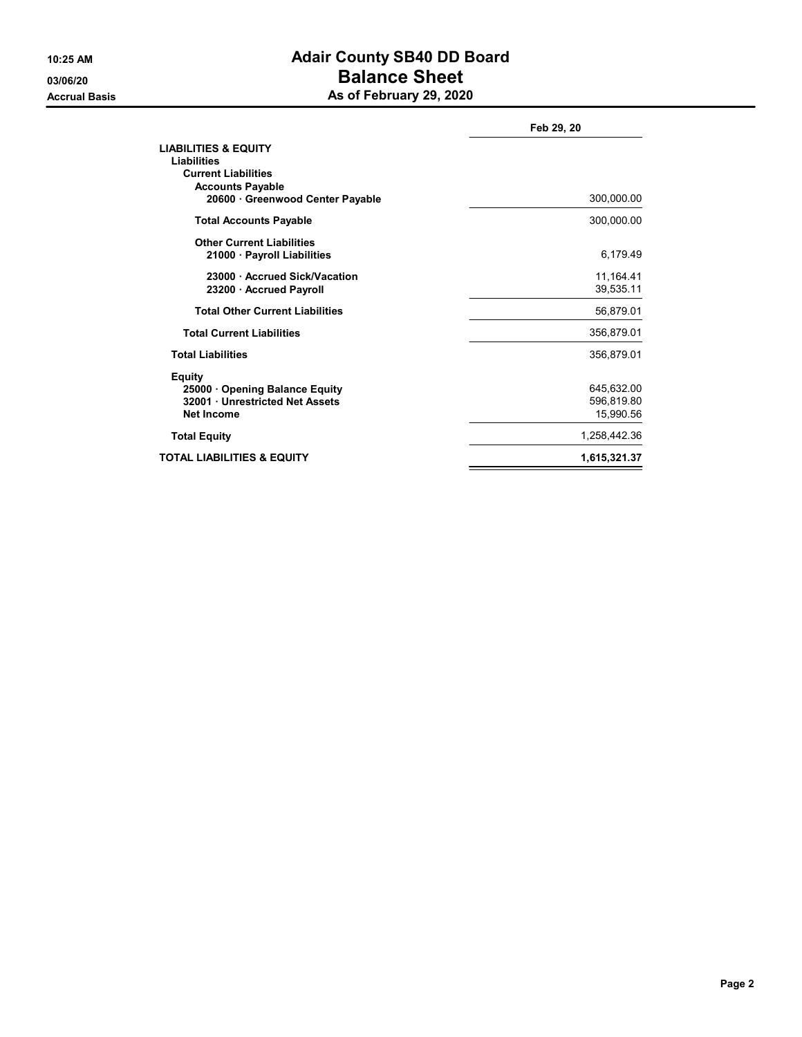# Adair County SB40 DD Board
## Balance Sheet
### As of February 29, 2020

10:25 AM
03/06/20
Accrual Basis

| | Feb 29, 20 |
|---|---|
| **LIABILITIES & EQUITY** | |
| **Liabilities** | |
| **Current Liabilities** | |
| **Accounts Payable** | |
| **20600 · Greenwood Center Payable** | 300,000.00 |
| **Total Accounts Payable** | 300,000.00 |
| **Other Current Liabilities** | |
| **21000 · Payroll Liabilities** | 6,179.49 |
| **23000 · Accrued Sick/Vacation** | 11,164.41 |
| **23200 · Accrued Payroll** | 39,535.11 |
| **Total Other Current Liabilities** | 56,879.01 |
| **Total Current Liabilities** | 356,879.01 |
| **Total Liabilities** | 356,879.01 |
| **Equity** | |
| **25000 · Opening Balance Equity** | 645,632.00 |
| **32001 · Unrestricted Net Assets** | 596,819.80 |
| **Net Income** | 15,990.56 |
| **Total Equity** | 1,258,442.36 |
| **TOTAL LIABILITIES & EQUITY** | **1,615,321.37** |